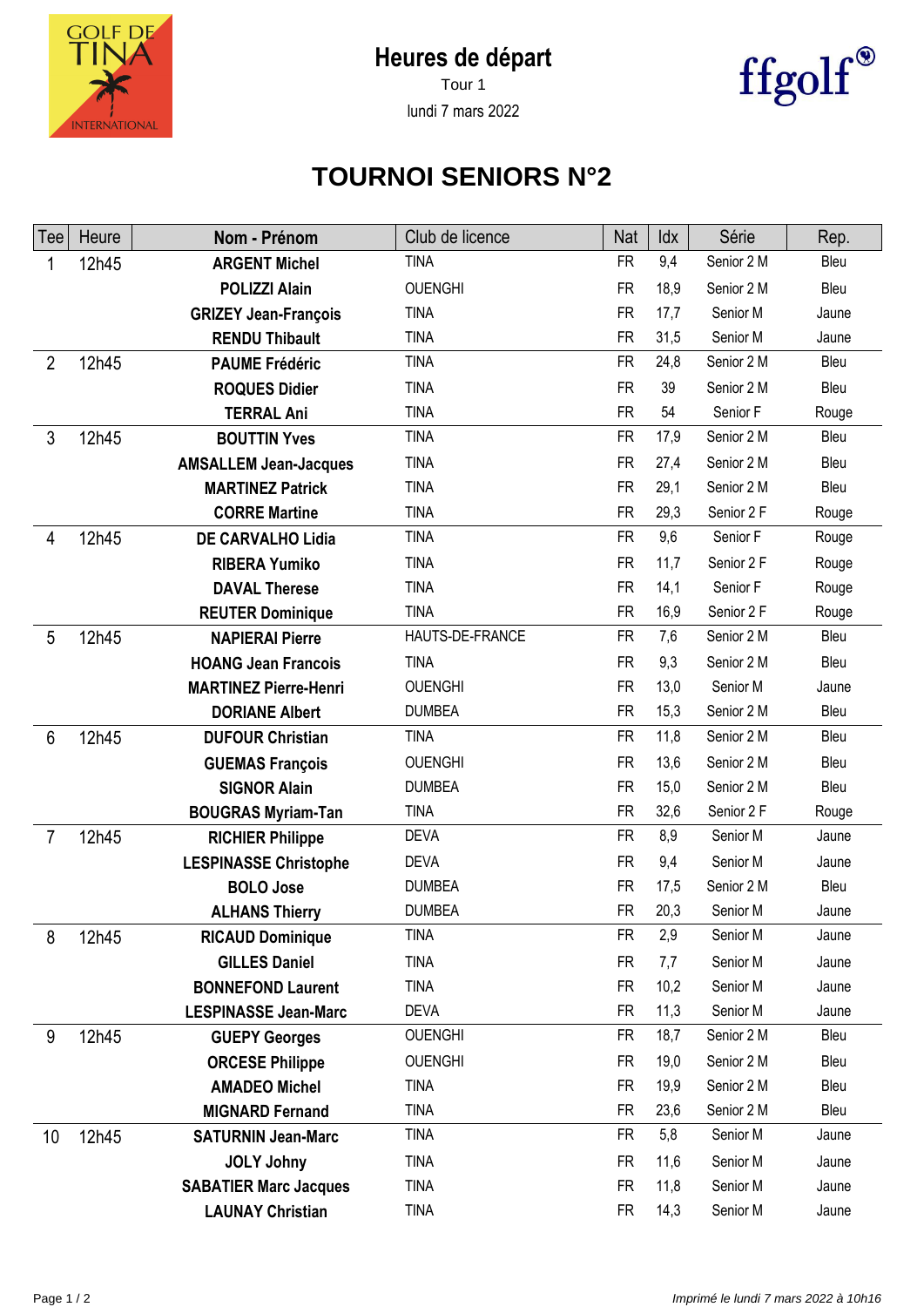# Heures de départ

Tour 1

lundi 7 mars 2022

ffgolf®

## TOURNOI SENIORS N°2

| Tee | Heure | Nom - Prénom | Club de licence | Nat | Idx | Série | Rep. |
|---|---|---|---|---|---|---|---|
| 1 | 12h45 | **ARGENT Michel** | TINA | FR | 9,4 | Senior 2 M | Bleu |
| | | **POLIZZI Alain** | OUENGHI | FR | 18,9 | Senior 2 M | Bleu |
| | | **GRIZEY Jean-François** | TINA | FR | 17,7 | Senior M | Jaune |
| | | **RENDU Thibault** | TINA | FR | 31,5 | Senior M | Jaune |
| 2 | 12h45 | **PAUME Frédéric** | TINA | FR | 24,8 | Senior 2 M | Bleu |
| | | **ROQUES Didier** | TINA | FR | 39 | Senior 2 M | Bleu |
| | | **TERRAL Ani** | TINA | FR | 54 | Senior F | Rouge |
| 3 | 12h45 | **BOUTTIN Yves** | TINA | FR | 17,9 | Senior 2 M | Bleu |
| | | **AMSALLEM Jean-Jacques** | TINA | FR | 27,4 | Senior 2 M | Bleu |
| | | **MARTINEZ Patrick** | TINA | FR | 29,1 | Senior 2 M | Bleu |
| | | **CORRE Martine** | TINA | FR | 29,3 | Senior 2 F | Rouge |
| 4 | 12h45 | **DE CARVALHO Lidia** | TINA | FR | 9,6 | Senior F | Rouge |
| | | **RIBERA Yumiko** | TINA | FR | 11,7 | Senior 2 F | Rouge |
| | | **DAVAL Therese** | TINA | FR | 14,1 | Senior F | Rouge |
| | | **REUTER Dominique** | TINA | FR | 16,9 | Senior 2 F | Rouge |
| 5 | 12h45 | **NAPIERAI Pierre** | HAUTS-DE-FRANCE | FR | 7,6 | Senior 2 M | Bleu |
| | | **HOANG Jean Francois** | TINA | FR | 9,3 | Senior 2 M | Bleu |
| | | **MARTINEZ Pierre-Henri** | OUENGHI | FR | 13,0 | Senior M | Jaune |
| | | **DORIANE Albert** | DUMBEA | FR | 15,3 | Senior 2 M | Bleu |
| 6 | 12h45 | **DUFOUR Christian** | TINA | FR | 11,8 | Senior 2 M | Bleu |
| | | **GUEMAS François** | OUENGHI | FR | 13,6 | Senior 2 M | Bleu |
| | | **SIGNOR Alain** | DUMBEA | FR | 15,0 | Senior 2 M | Bleu |
| | | **BOUGRAS Myriam-Tan** | TINA | FR | 32,6 | Senior 2 F | Rouge |
| 7 | 12h45 | **RICHIER Philippe** | DEVA | FR | 8,9 | Senior M | Jaune |
| | | **LESPINASSE Christophe** | DEVA | FR | 9,4 | Senior M | Jaune |
| | | **BOLO Jose** | DUMBEA | FR | 17,5 | Senior 2 M | Bleu |
| | | **ALHANS Thierry** | DUMBEA | FR | 20,3 | Senior M | Jaune |
| 8 | 12h45 | **RICAUD Dominique** | TINA | FR | 2,9 | Senior M | Jaune |
| | | **GILLES Daniel** | TINA | FR | 7,7 | Senior M | Jaune |
| | | **BONNEFOND Laurent** | TINA | FR | 10,2 | Senior M | Jaune |
| | | **LESPINASSE Jean-Marc** | DEVA | FR | 11,3 | Senior M | Jaune |
| 9 | 12h45 | **GUEPY Georges** | OUENGHI | FR | 18,7 | Senior 2 M | Bleu |
| | | **ORCESE Philippe** | OUENGHI | FR | 19,0 | Senior 2 M | Bleu |
| | | **AMADEO Michel** | TINA | FR | 19,9 | Senior 2 M | Bleu |
| | | **MIGNARD Fernand** | TINA | FR | 23,6 | Senior 2 M | Bleu |
| 10 | 12h45 | **SATURNIN Jean-Marc** | TINA | FR | 5,8 | Senior M | Jaune |
| | | **JOLY Johny** | TINA | FR | 11,6 | Senior M | Jaune |
| | | **SABATIER Marc Jacques** | TINA | FR | 11,8 | Senior M | Jaune |
| | | **LAUNAY Christian** | TINA | FR | 14,3 | Senior M | Jaune |

*Imprimé le lundi 7 mars 2022 à 10h16*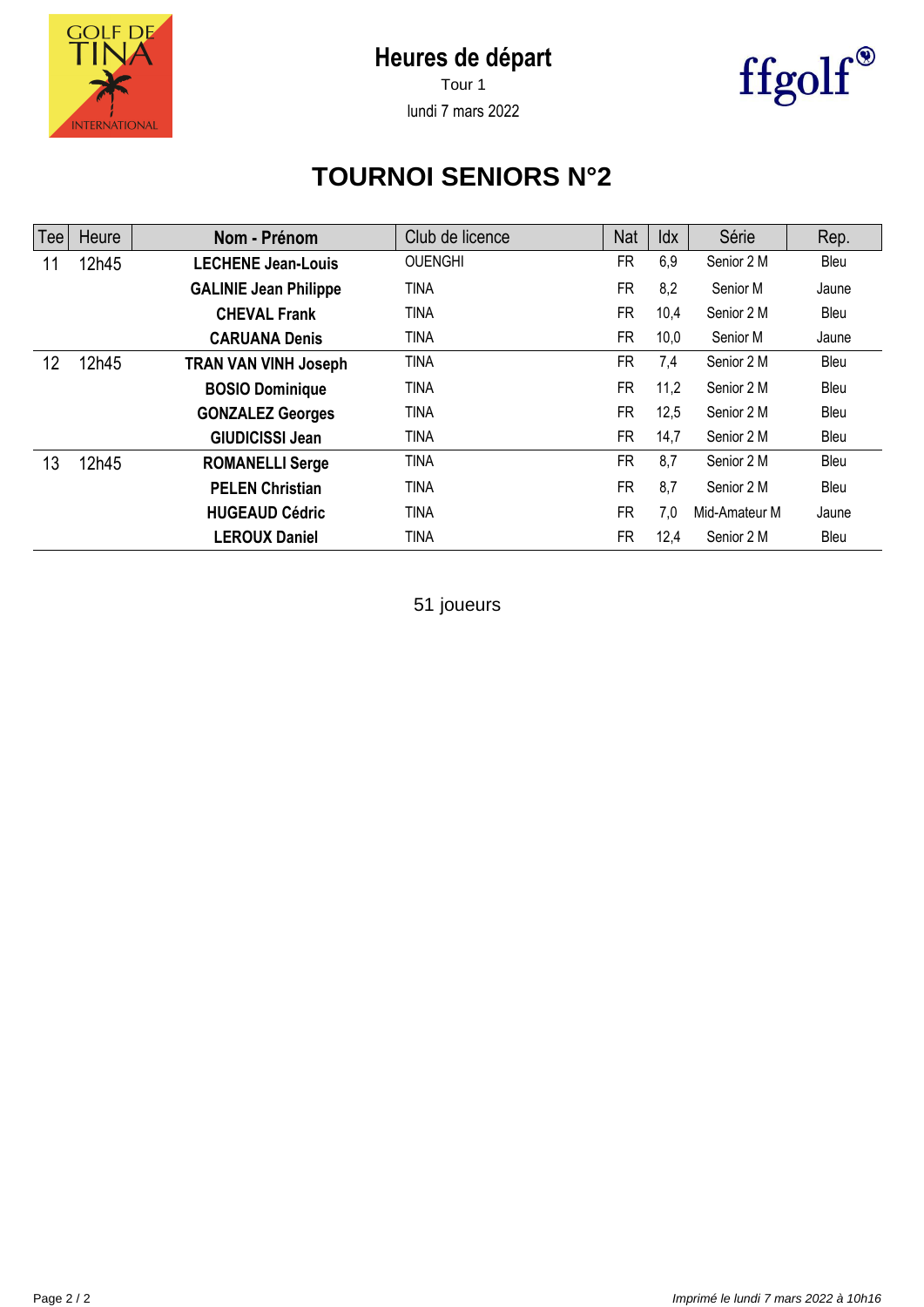# Heures de départ

Tour 1

lundi 7 mars 2022

## TOURNOI SENIORS N°2

| Tee | Heure | Nom - Prénom | Club de licence | Nat | Idx | Série | Rep. |
|---|---|---|---|---|---|---|---|
| 11 | 12h45 | **LECHENE Jean-Louis** | OUENGHI | FR | 6,9 | Senior 2 M | Bleu |
| | | **GALINIE Jean Philippe** | TINA | FR | 8,2 | Senior M | Jaune |
| | | **CHEVAL Frank** | TINA | FR | 10,4 | Senior 2 M | Bleu |
| | | **CARUANA Denis** | TINA | FR | 10,0 | Senior M | Jaune |
| 12 | 12h45 | **TRAN VAN VINH Joseph** | TINA | FR | 7,4 | Senior 2 M | Bleu |
| | | **BOSIO Dominique** | TINA | FR | 11,2 | Senior 2 M | Bleu |
| | | **GONZALEZ Georges** | TINA | FR | 12,5 | Senior 2 M | Bleu |
| | | **GIUDICISSI Jean** | TINA | FR | 14,7 | Senior 2 M | Bleu |
| 13 | 12h45 | **ROMANELLI Serge** | TINA | FR | 8,7 | Senior 2 M | Bleu |
| | | **PELEN Christian** | TINA | FR | 8,7 | Senior 2 M | Bleu |
| | | **HUGEAUD Cédric** | TINA | FR | 7,0 | Mid-Amateur M | Jaune |
| | | **LEROUX Daniel** | TINA | FR | 12,4 | Senior 2 M | Bleu |

51 joueurs

*Imprimé le lundi 7 mars 2022 à 10h16*